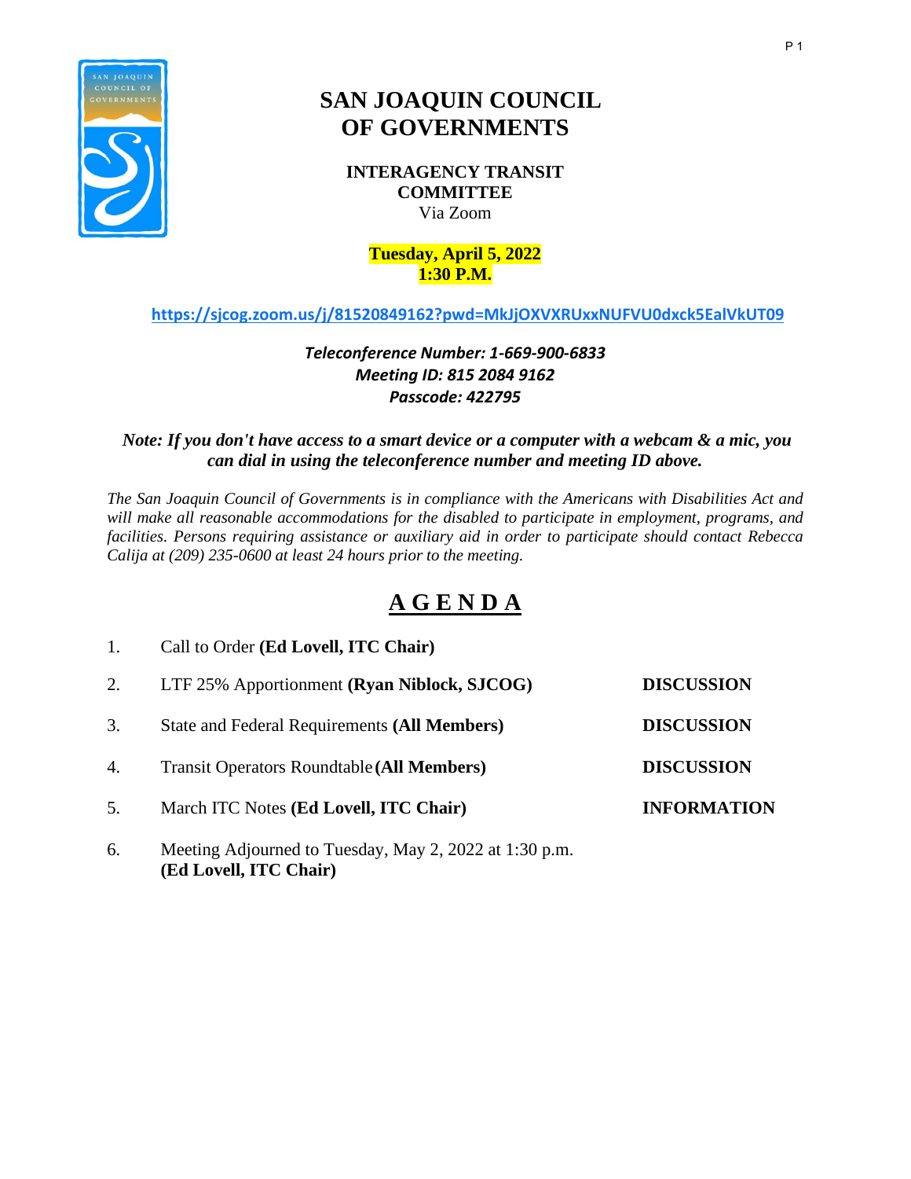# SAN JOAQUIN COUNCIL OF GOVERNMENTS

**INTERAGENCY TRANSIT COMMITTEE**
Via Zoom

**Tuesday, April 5, 2022**
**1:30 P.M.**

https://sjcog.zoom.us/j/81520849162?pwd=MkJjOXVXRUxxNUFVU0dxck5EalVkUT09

***Teleconference Number: 1-669-900-6833***
***Meeting ID: 815 2084 9162***
***Passcode: 422795***

***Note: If you don't have access to a smart device or a computer with a webcam & a mic, you can dial in using the teleconference number and meeting ID above.***

*The San Joaquin Council of Governments is in compliance with the Americans with Disabilities Act and will make all reasonable accommodations for the disabled to participate in employment, programs, and facilities. Persons requiring assistance or auxiliary aid in order to participate should contact Rebecca Calija at (209) 235-0600 at least 24 hours prior to the meeting.*

## AGENDA

1. Call to Order **(Ed Lovell, ITC Chair)**
2. LTF 25% Apportionment **(Ryan Niblock, SJCOG)** — **DISCUSSION**
3. State and Federal Requirements **(All Members)** — **DISCUSSION**
4. Transit Operators Roundtable **(All Members)** — **DISCUSSION**
5. March ITC Notes **(Ed Lovell, ITC Chair)** — **INFORMATION**
6. Meeting Adjourned to Tuesday, May 2, 2022 at 1:30 p.m. **(Ed Lovell, ITC Chair)**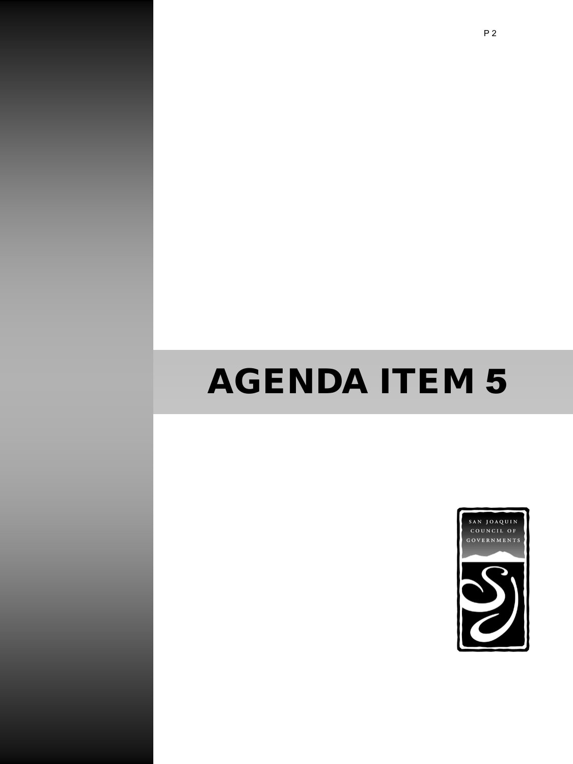# AGENDA ITEM 5

SAN JOAQUIN COUNCIL OF GOVERNMENTS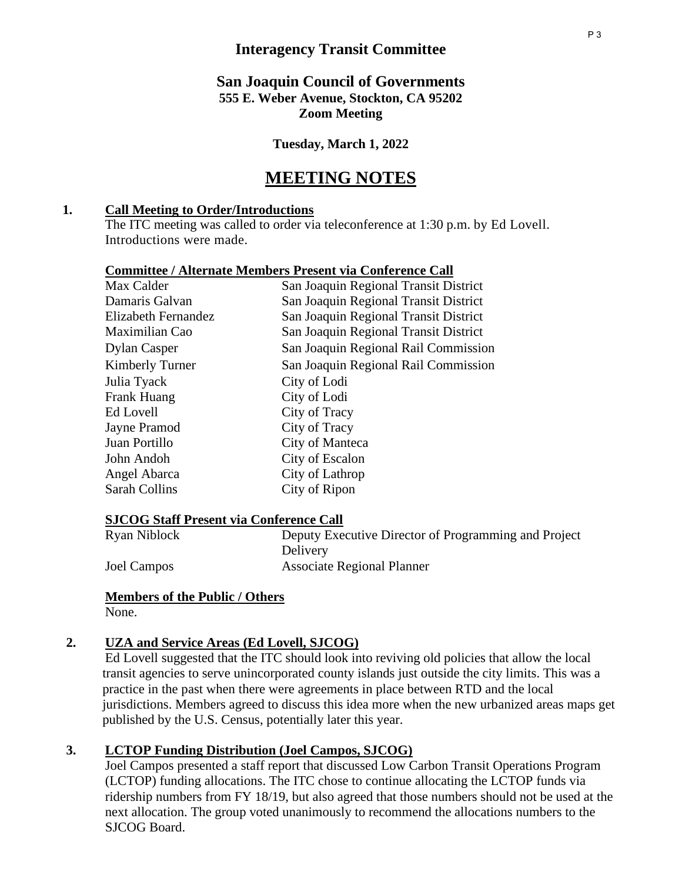# Interagency Transit Committee

## San Joaquin Council of Governments

**555 E. Weber Avenue, Stockton, CA 95202**
**Zoom Meeting**

**Tuesday, March 1, 2022**

# MEETING NOTES

**1. Call Meeting to Order/Introductions**

The ITC meeting was called to order via teleconference at 1:30 p.m. by Ed Lovell. Introductions were made.

**Committee / Alternate Members Present via Conference Call**

| | |
|---|---|
| Max Calder | San Joaquin Regional Transit District |
| Damaris Galvan | San Joaquin Regional Transit District |
| Elizabeth Fernandez | San Joaquin Regional Transit District |
| Maximilian Cao | San Joaquin Regional Transit District |
| Dylan Casper | San Joaquin Regional Rail Commission |
| Kimberly Turner | San Joaquin Regional Rail Commission |
| Julia Tyack | City of Lodi |
| Frank Huang | City of Lodi |
| Ed Lovell | City of Tracy |
| Jayne Pramod | City of Tracy |
| Juan Portillo | City of Manteca |
| John Andoh | City of Escalon |
| Angel Abarca | City of Lathrop |
| Sarah Collins | City of Ripon |

**SJCOG Staff Present via Conference Call**

| | |
|---|---|
| Ryan Niblock | Deputy Executive Director of Programming and Project Delivery |
| Joel Campos | Associate Regional Planner |

**Members of the Public / Others**

None.

**2. UZA and Service Areas (Ed Lovell, SJCOG)**

Ed Lovell suggested that the ITC should look into reviving old policies that allow the local transit agencies to serve unincorporated county islands just outside the city limits. This was a practice in the past when there were agreements in place between RTD and the local jurisdictions. Members agreed to discuss this idea more when the new urbanized areas maps get published by the U.S. Census, potentially later this year.

**3. LCTOP Funding Distribution (Joel Campos, SJCOG)**

Joel Campos presented a staff report that discussed Low Carbon Transit Operations Program (LCTOP) funding allocations. The ITC chose to continue allocating the LCTOP funds via ridership numbers from FY 18/19, but also agreed that those numbers should not be used at the next allocation. The group voted unanimously to recommend the allocations numbers to the SJCOG Board.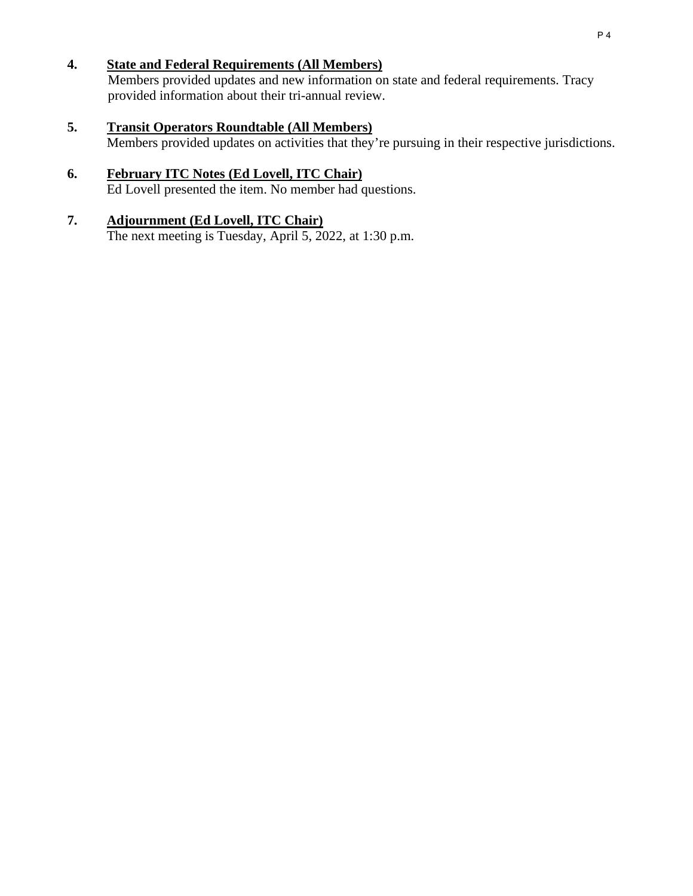**4. State and Federal Requirements (All Members)**

Members provided updates and new information on state and federal requirements. Tracy provided information about their tri-annual review.

**5. Transit Operators Roundtable (All Members)**

Members provided updates on activities that they're pursuing in their respective jurisdictions.

**6. February ITC Notes (Ed Lovell, ITC Chair)**

Ed Lovell presented the item. No member had questions.

**7. Adjournment (Ed Lovell, ITC Chair)**

The next meeting is Tuesday, April 5, 2022, at 1:30 p.m.